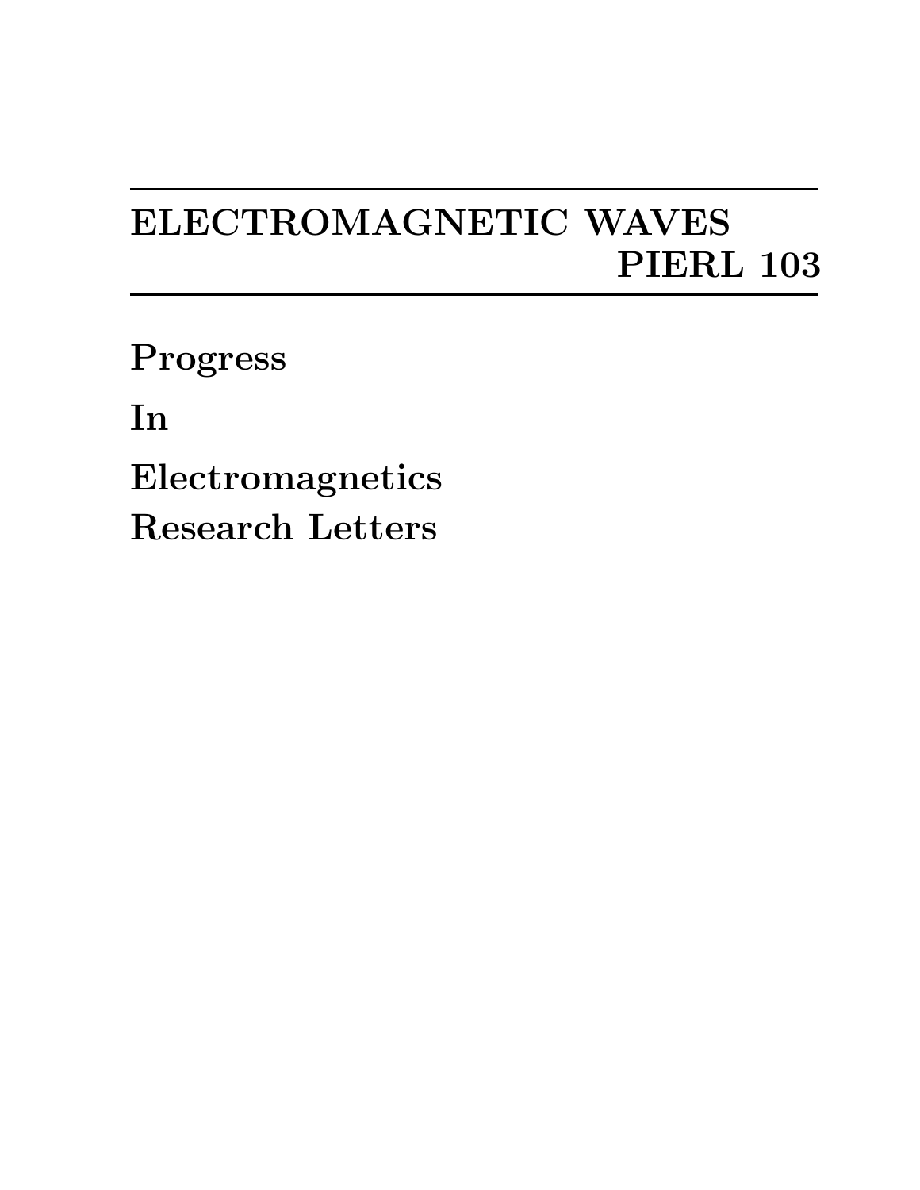# ELECTROMAGNETIC WAVES
# PIERL 103

**Progress**

**In**

**Electromagnetics**
**Research Letters**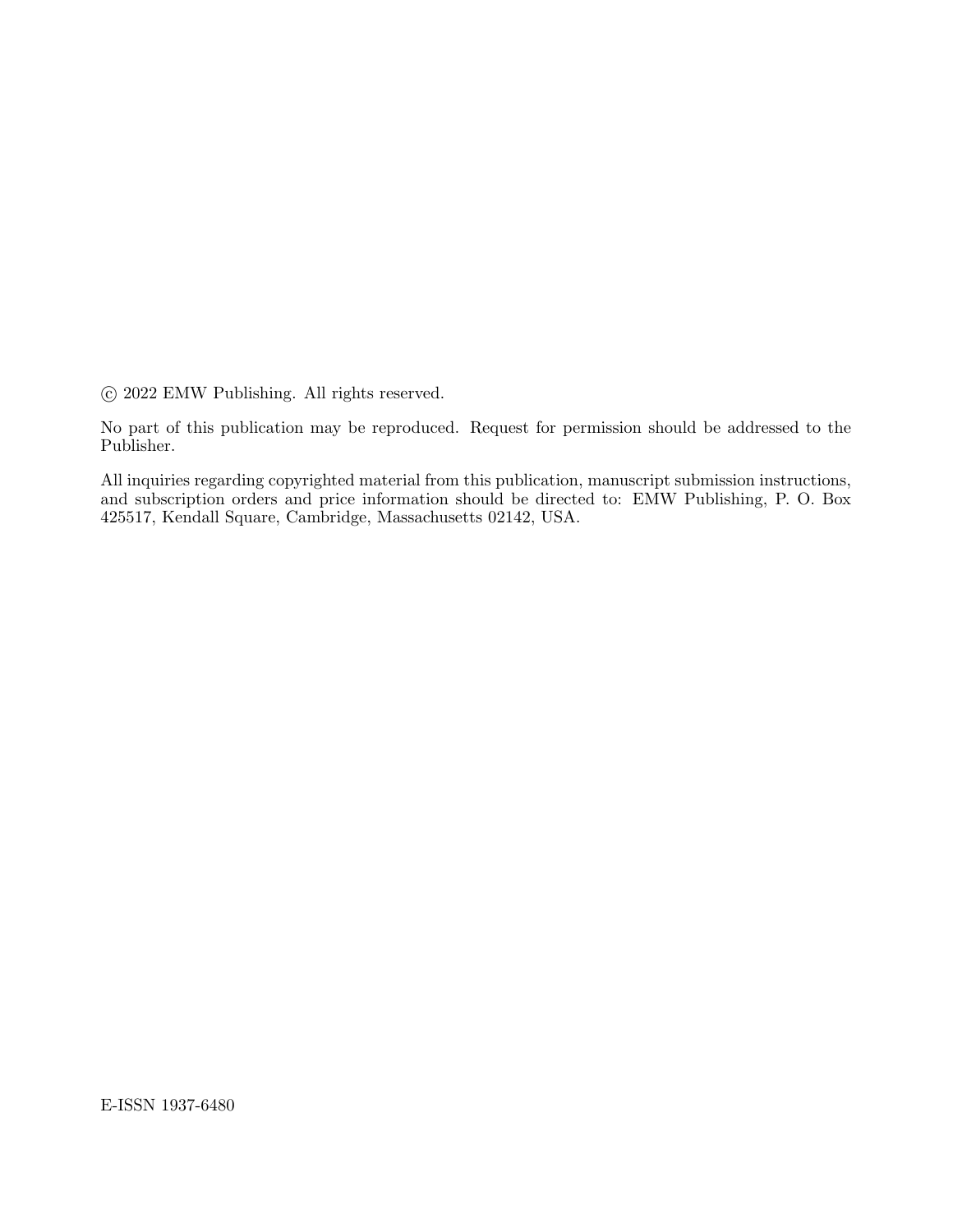© 2022 EMW Publishing. All rights reserved.

No part of this publication may be reproduced. Request for permission should be addressed to the Publisher.

All inquiries regarding copyrighted material from this publication, manuscript submission instructions, and subscription orders and price information should be directed to: EMW Publishing, P. O. Box 425517, Kendall Square, Cambridge, Massachusetts 02142, USA.

E-ISSN 1937-6480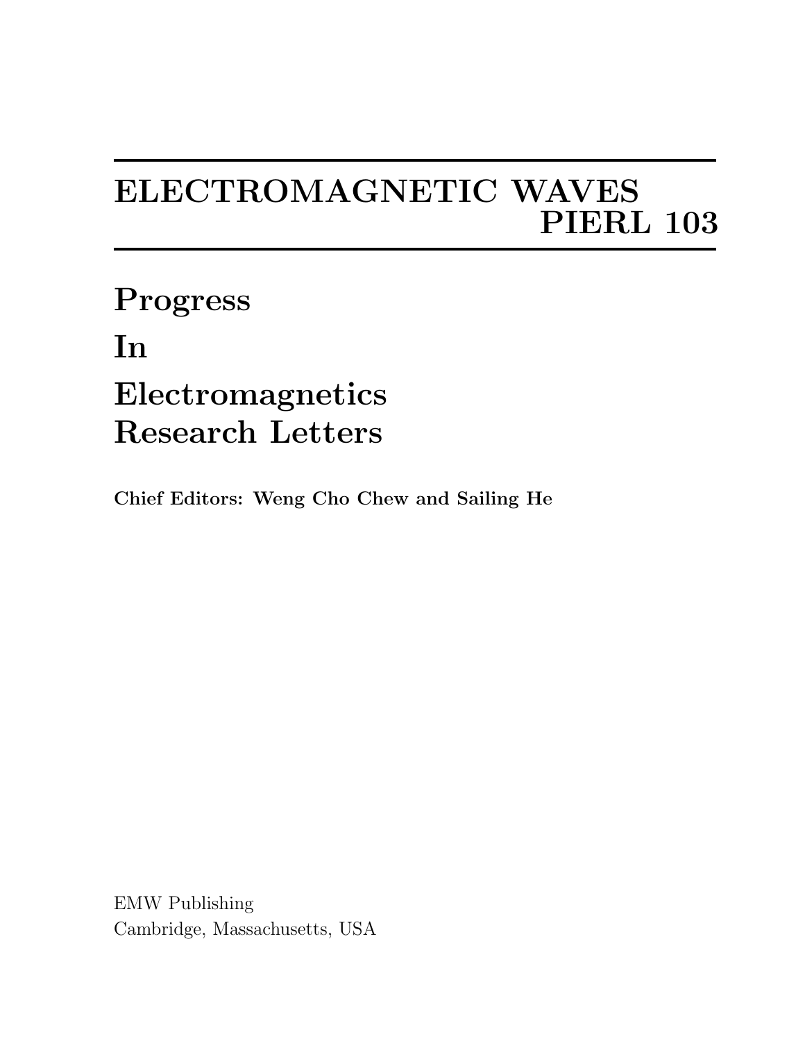# ELECTROMAGNETIC WAVES
# PIERL 103

# Progress
# In
# Electromagnetics
# Research Letters

**Chief Editors: Weng Cho Chew and Sailing He**

EMW Publishing
Cambridge, Massachusetts, USA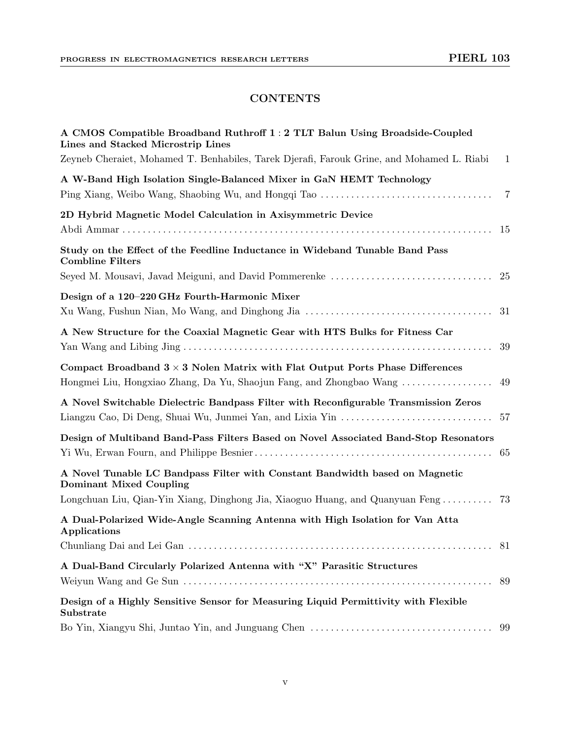## CONTENTS

**A CMOS Compatible Broadband Ruthroff 1 : 2 TLT Balun Using Broadside-Coupled Lines and Stacked Microstrip Lines**
Zeyneb Cheraiet, Mohamed T. Benhabiles, Tarek Djerafi, Farouk Grine, and Mohamed L. Riabi ... 1

**A W-Band High Isolation Single-Balanced Mixer in GaN HEMT Technology**
Ping Xiang, Weibo Wang, Shaobing Wu, and Hongqi Tao ... 7

**2D Hybrid Magnetic Model Calculation in Axisymmetric Device**
Abdi Ammar ... 15

**Study on the Effect of the Feedline Inductance in Wideband Tunable Band Pass Combline Filters**
Seyed M. Mousavi, Javad Meiguni, and David Pommerenke ... 25

**Design of a 120–220 GHz Fourth-Harmonic Mixer**
Xu Wang, Fushun Nian, Mo Wang, and Dinghong Jia ... 31

**A New Structure for the Coaxial Magnetic Gear with HTS Bulks for Fitness Car**
Yan Wang and Libing Jing ... 39

**Compact Broadband $3 \times 3$ Nolen Matrix with Flat Output Ports Phase Differences**
Hongmei Liu, Hongxiao Zhang, Da Yu, Shaojun Fang, and Zhongbao Wang ... 49

**A Novel Switchable Dielectric Bandpass Filter with Reconfigurable Transmission Zeros**
Liangzu Cao, Di Deng, Shuai Wu, Junmei Yan, and Lixia Yin ... 57

**Design of Multiband Band-Pass Filters Based on Novel Associated Band-Stop Resonators**
Yi Wu, Erwan Fourn, and Philippe Besnier ... 65

**A Novel Tunable LC Bandpass Filter with Constant Bandwidth based on Magnetic Dominant Mixed Coupling**
Longchuan Liu, Qian-Yin Xiang, Dinghong Jia, Xiaoguo Huang, and Quanyuan Feng ... 73

**A Dual-Polarized Wide-Angle Scanning Antenna with High Isolation for Van Atta Applications**
Chunliang Dai and Lei Gan ... 81

**A Dual-Band Circularly Polarized Antenna with "X" Parasitic Structures**
Weiyun Wang and Ge Sun ... 89

**Design of a Highly Sensitive Sensor for Measuring Liquid Permittivity with Flexible Substrate**
Bo Yin, Xiangyu Shi, Juntao Yin, and Junguang Chen ... 99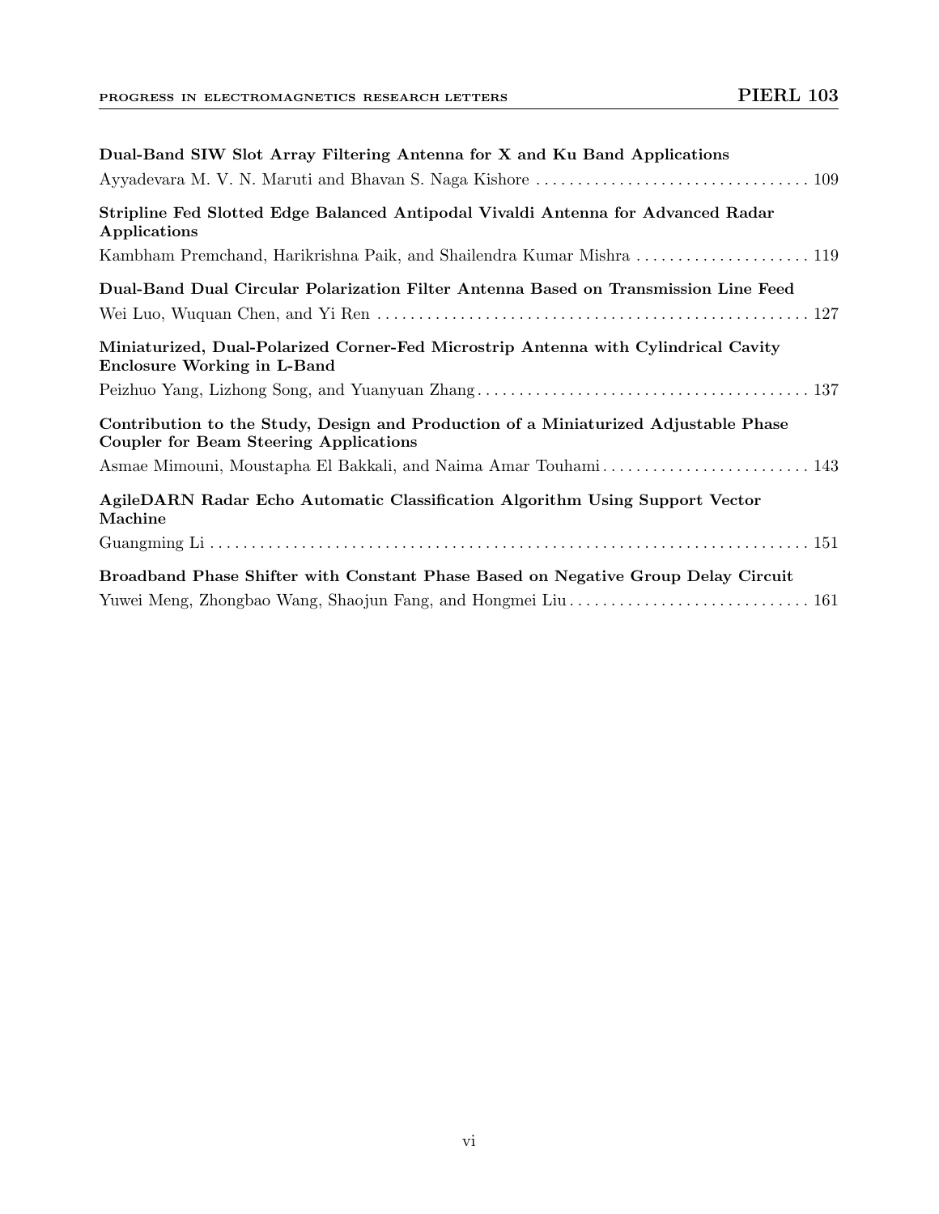**Dual-Band SIW Slot Array Filtering Antenna for X and Ku Band Applications**

Ayyadevara M. V. N. Maruti and Bhavan S. Naga Kishore . . . . . . . . . . . . . . . . . . . . . . . . . . . . . . . . . 109

**Stripline Fed Slotted Edge Balanced Antipodal Vivaldi Antenna for Advanced Radar Applications**

Kambham Premchand, Harikrishna Paik, and Shailendra Kumar Mishra . . . . . . . . . . . . . . . . . . . . . 119

**Dual-Band Dual Circular Polarization Filter Antenna Based on Transmission Line Feed**

Wei Luo, Wuquan Chen, and Yi Ren . . . . . . . . . . . . . . . . . . . . . . . . . . . . . . . . . . . . . . . . . . . . . . . . . . . . 127

**Miniaturized, Dual-Polarized Corner-Fed Microstrip Antenna with Cylindrical Cavity Enclosure Working in L-Band**

Peizhuo Yang, Lizhong Song, and Yuanyuan Zhang . . . . . . . . . . . . . . . . . . . . . . . . . . . . . . . . . . . . . . . . 137

**Contribution to the Study, Design and Production of a Miniaturized Adjustable Phase Coupler for Beam Steering Applications**

Asmae Mimouni, Moustapha El Bakkali, and Naima Amar Touhami . . . . . . . . . . . . . . . . . . . . . . . . . 143

**AgileDARN Radar Echo Automatic Classification Algorithm Using Support Vector Machine**

Guangming Li . . . . . . . . . . . . . . . . . . . . . . . . . . . . . . . . . . . . . . . . . . . . . . . . . . . . . . . . . . . . . . . . . . . . . . . 151

**Broadband Phase Shifter with Constant Phase Based on Negative Group Delay Circuit**

Yuwei Meng, Zhongbao Wang, Shaojun Fang, and Hongmei Liu . . . . . . . . . . . . . . . . . . . . . . . . . . . . 161